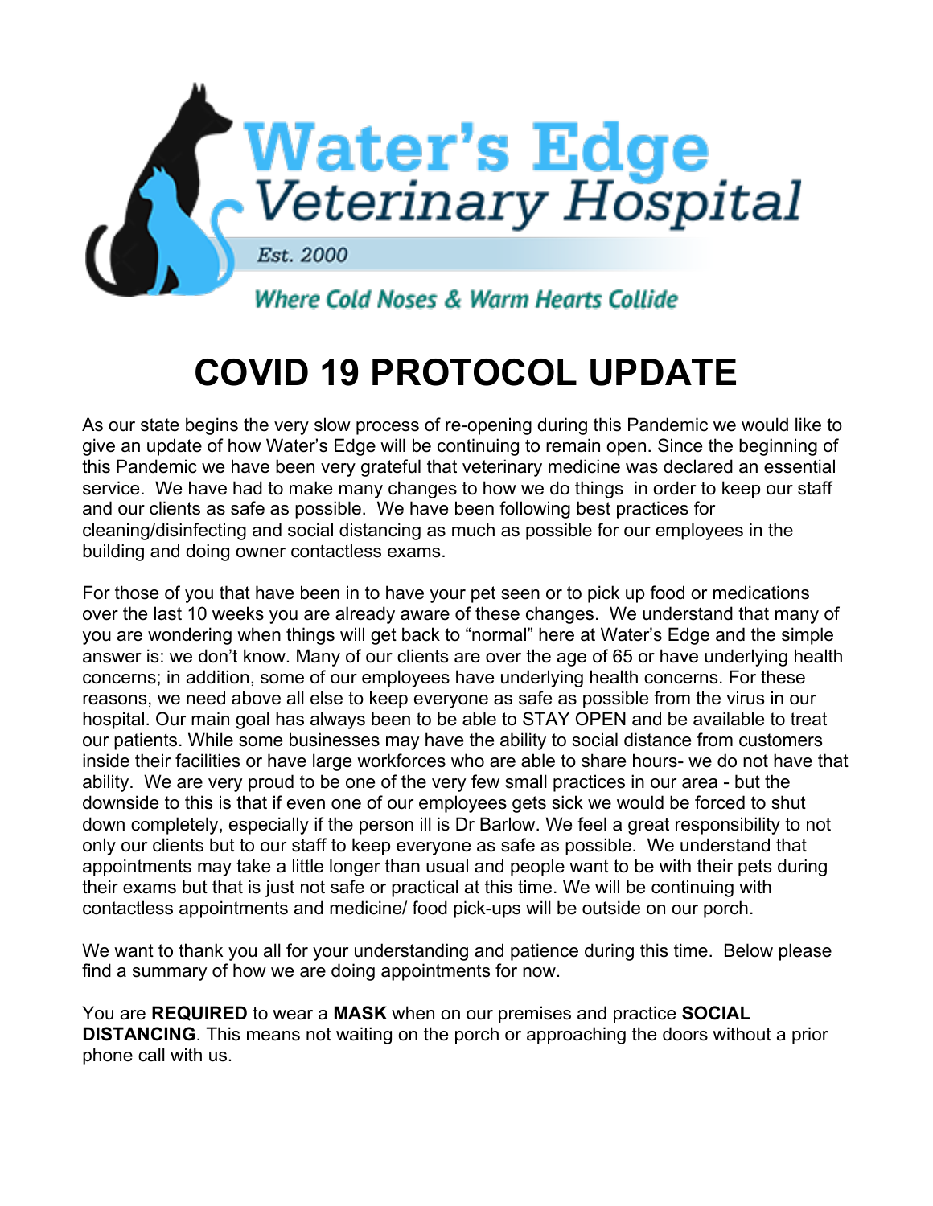Water's Edge Veterinary Hospital

Est. 2000

Where Cold Noses & Warm Hearts Collide

# COVID 19 PROTOCOL UPDATE

As our state begins the very slow process of re-opening during this Pandemic we would like to give an update of how Water's Edge will be continuing to remain open. Since the beginning of this Pandemic we have been very grateful that veterinary medicine was declared an essential service. We have had to make many changes to how we do things in order to keep our staff and our clients as safe as possible. We have been following best practices for cleaning/disinfecting and social distancing as much as possible for our employees in the building and doing owner contactless exams.

For those of you that have been in to have your pet seen or to pick up food or medications over the last 10 weeks you are already aware of these changes. We understand that many of you are wondering when things will get back to "normal" here at Water's Edge and the simple answer is: we don't know. Many of our clients are over the age of 65 or have underlying health concerns; in addition, some of our employees have underlying health concerns. For these reasons, we need above all else to keep everyone as safe as possible from the virus in our hospital. Our main goal has always been to be able to STAY OPEN and be available to treat our patients. While some businesses may have the ability to social distance from customers inside their facilities or have large workforces who are able to share hours- we do not have that ability. We are very proud to be one of the very few small practices in our area - but the downside to this is that if even one of our employees gets sick we would be forced to shut down completely, especially if the person ill is Dr Barlow. We feel a great responsibility to not only our clients but to our staff to keep everyone as safe as possible. We understand that appointments may take a little longer than usual and people want to be with their pets during their exams but that is just not safe or practical at this time. We will be continuing with contactless appointments and medicine/ food pick-ups will be outside on our porch.

We want to thank you all for your understanding and patience during this time. Below please find a summary of how we are doing appointments for now.

You are **REQUIRED** to wear a **MASK** when on our premises and practice **SOCIAL DISTANCING**. This means not waiting on the porch or approaching the doors without a prior phone call with us.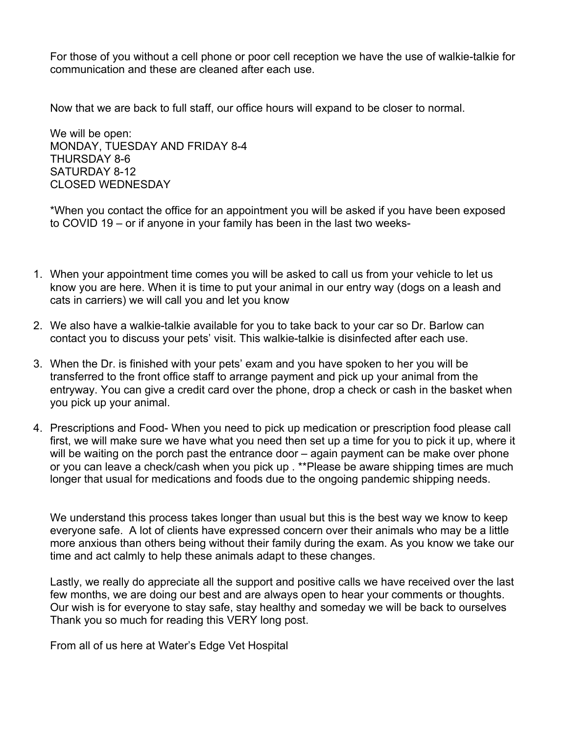For those of you without a cell phone or poor cell reception we have the use of walkie-talkie for communication and these are cleaned after each use.

Now that we are back to full staff, our office hours will expand to be closer to normal.

We will be open:
MONDAY, TUESDAY AND FRIDAY 8-4
THURSDAY 8-6
SATURDAY 8-12
CLOSED WEDNESDAY

*When you contact the office for an appointment you will be asked if you have been exposed to COVID 19 – or if anyone in your family has been in the last two weeks-

1. When your appointment time comes you will be asked to call us from your vehicle to let us know you are here. When it is time to put your animal in our entry way (dogs on a leash and cats in carriers) we will call you and let you know
2. We also have a walkie-talkie available for you to take back to your car so Dr. Barlow can contact you to discuss your pets' visit. This walkie-talkie is disinfected after each use.
3. When the Dr. is finished with your pets' exam and you have spoken to her you will be transferred to the front office staff to arrange payment and pick up your animal from the entryway. You can give a credit card over the phone, drop a check or cash in the basket when you pick up your animal.
4. Prescriptions and Food- When you need to pick up medication or prescription food please call first, we will make sure we have what you need then set up a time for you to pick it up, where it will be waiting on the porch past the entrance door – again payment can be make over phone or you can leave a check/cash when you pick up . **Please be aware shipping times are much longer that usual for medications and foods due to the ongoing pandemic shipping needs.

We understand this process takes longer than usual but this is the best way we know to keep everyone safe. A lot of clients have expressed concern over their animals who may be a little more anxious than others being without their family during the exam. As you know we take our time and act calmly to help these animals adapt to these changes.

Lastly, we really do appreciate all the support and positive calls we have received over the last few months, we are doing our best and are always open to hear your comments or thoughts. Our wish is for everyone to stay safe, stay healthy and someday we will be back to ourselves Thank you so much for reading this VERY long post.

From all of us here at Water's Edge Vet Hospital